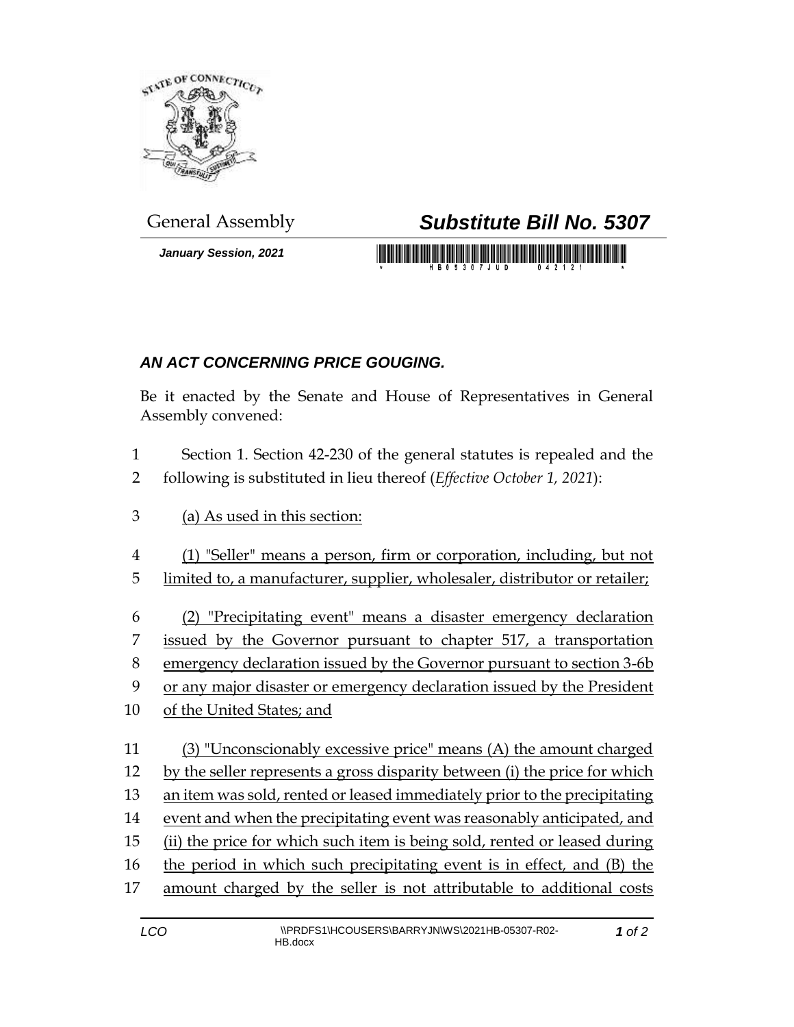General Assembly

# *Substitute Bill No. 5307*

***January Session, 2021***

## *AN ACT CONCERNING PRICE GOUGING.*

Be it enacted by the Senate and House of Representatives in General Assembly convened:

1 Section 1. Section 42-230 of the general statutes is repealed and the
2 following is substituted in lieu thereof (*Effective October 1, 2021*):

3 <u>(a) As used in this section:</u>

4 <u>(1) "Seller" means a person, firm or corporation, including, but not</u>
5 <u>limited to, a manufacturer, supplier, wholesaler, distributor or retailer;</u>

6 <u>(2) "Precipitating event" means a disaster emergency declaration</u>
7 <u>issued by the Governor pursuant to chapter 517, a transportation</u>
8 <u>emergency declaration issued by the Governor pursuant to section 3-6b</u>
9 <u>or any major disaster or emergency declaration issued by the President</u>
10 <u>of the United States; and</u>

11 <u>(3) "Unconscionably excessive price" means (A) the amount charged</u>
12 <u>by the seller represents a gross disparity between (i) the price for which</u>
13 <u>an item was sold, rented or leased immediately prior to the precipitating</u>
14 <u>event and when the precipitating event was reasonably anticipated, and</u>
15 <u>(ii) the price for which such item is being sold, rented or leased during</u>
16 <u>the period in which such precipitating event is in effect, and (B) the</u>
17 <u>amount charged by the seller is not attributable to additional costs</u>

LCO \\PRDFS1\HCOUSERS\BARRYJN\WS\2021HB-05307-R02-HB.docx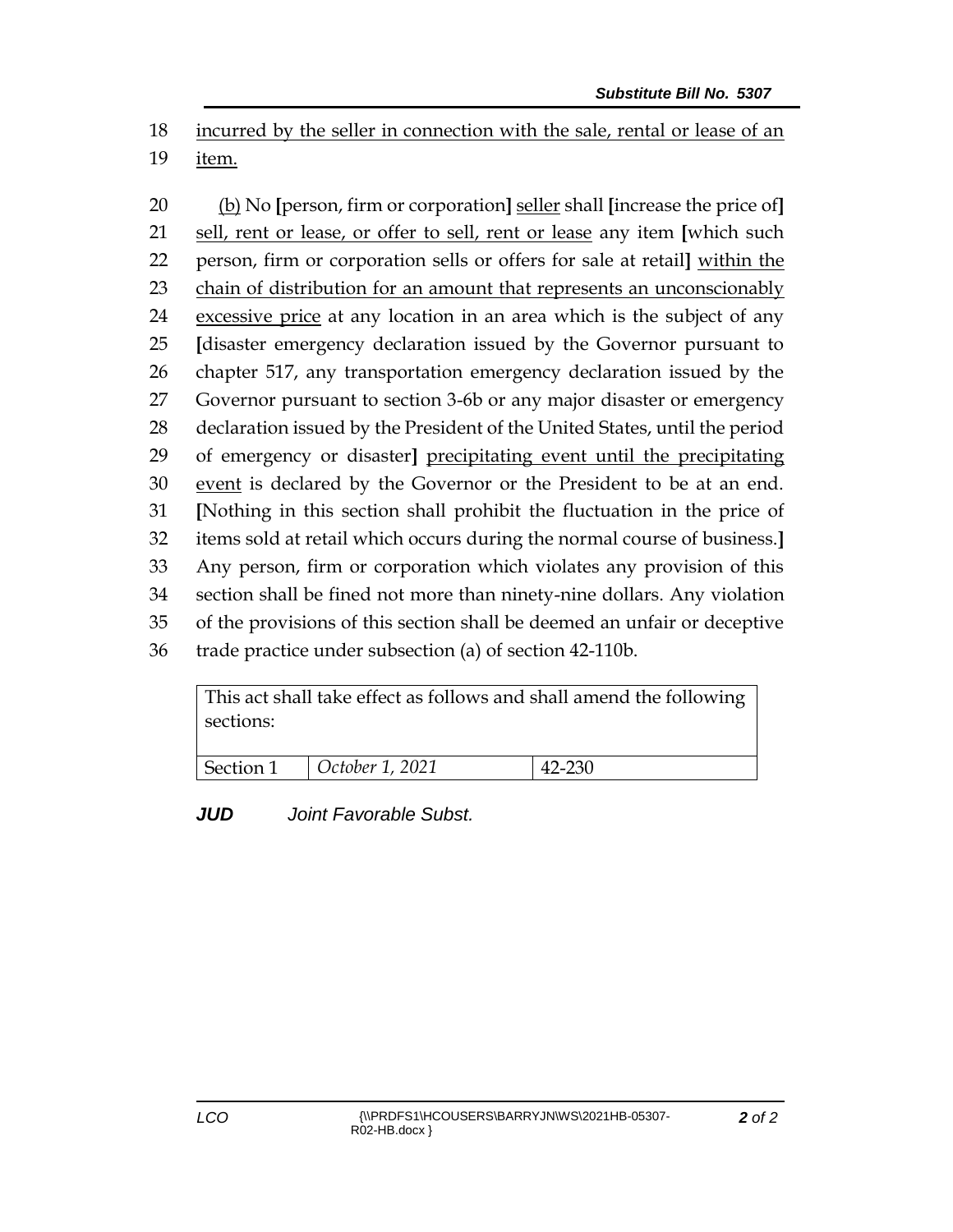18 <u>incurred by the seller in connection with the sale, rental or lease of an</u>
19 <u>item.</u>

20 <u>(b)</u> No **[**person, firm or corporation**]** <u>seller</u> shall **[**increase the price of**]**
21 <u>sell, rent or lease, or offer to sell, rent or lease</u> any item **[**which such
22 person, firm or corporation sells or offers for sale at retail**]** <u>within the</u>
23 <u>chain of distribution for an amount that represents an unconscionably</u>
24 <u>excessive price</u> at any location in an area which is the subject of any
25 **[**disaster emergency declaration issued by the Governor pursuant to
26 chapter 517, any transportation emergency declaration issued by the
27 Governor pursuant to section 3-6b or any major disaster or emergency
28 declaration issued by the President of the United States, until the period
29 of emergency or disaster**]** <u>precipitating event until the precipitating</u>
30 <u>event</u> is declared by the Governor or the President to be at an end.
31 **[**Nothing in this section shall prohibit the fluctuation in the price of
32 items sold at retail which occurs during the normal course of business.**]**
33 Any person, firm or corporation which violates any provision of this
34 section shall be fined not more than ninety-nine dollars. Any violation
35 of the provisions of this section shall be deemed an unfair or deceptive
36 trade practice under subsection (a) of section 42-110b.

| This act shall take effect as follows and shall amend the following sections: | | |
|---|---|---|
| Section 1 | *October 1, 2021* | 42-230 |

***JUD*** *Joint Favorable Subst.*